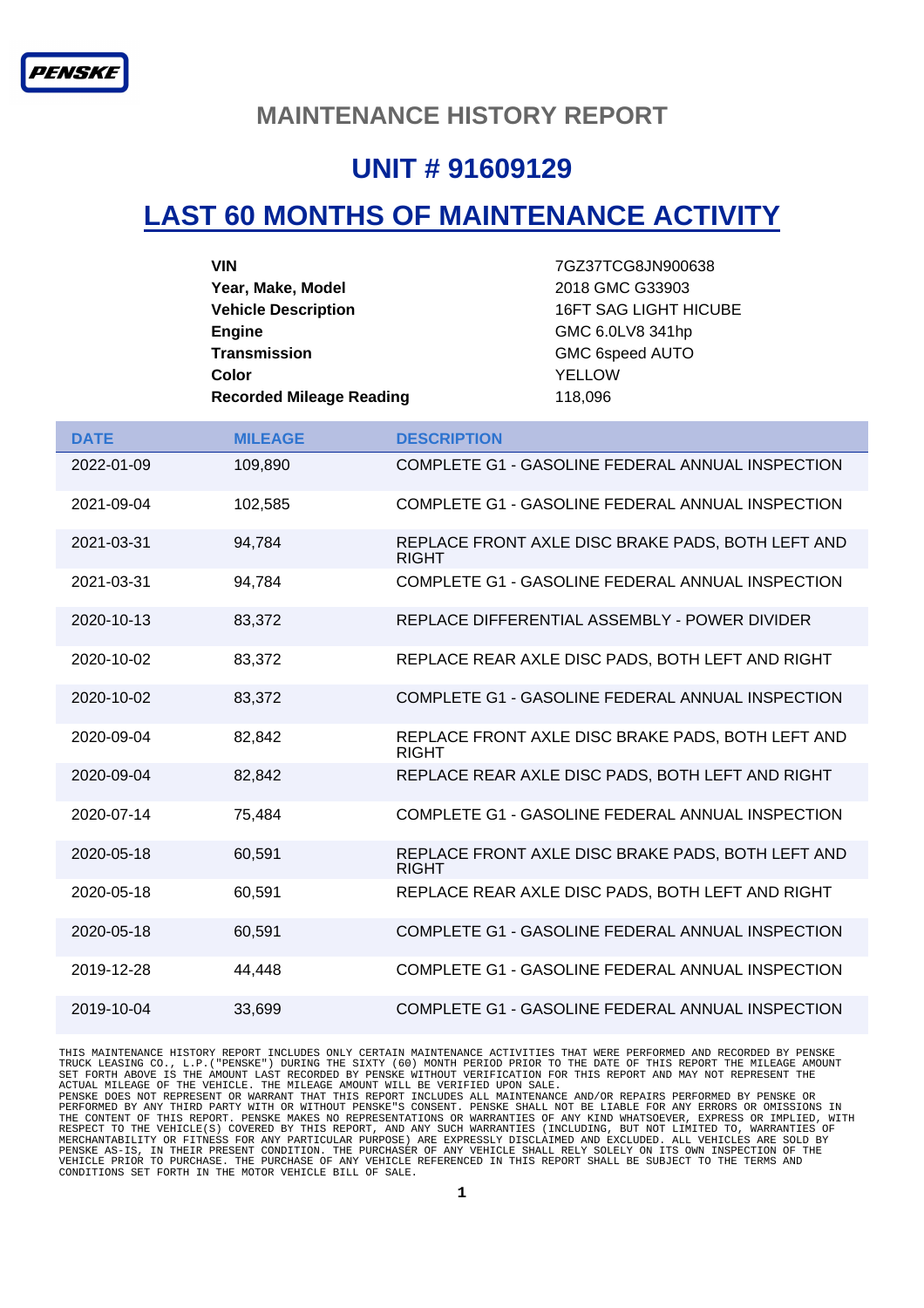PENSKE

# MAINTENANCE HISTORY REPORT

## UNIT # 91609129

## LAST 60 MONTHS OF MAINTENANCE ACTIVITY

| | |
|---|---|
| **VIN** | 7GZ37TCG8JN900638 |
| **Year, Make, Model** | 2018 GMC G33903 |
| **Vehicle Description** | 16FT SAG LIGHT HICUBE |
| **Engine** | GMC 6.0LV8 341hp |
| **Transmission** | GMC 6speed AUTO |
| **Color** | YELLOW |
| **Recorded Mileage Reading** | 118,096 |

| DATE | MILEAGE | DESCRIPTION |
|---|---|---|
| 2022-01-09 | 109,890 | COMPLETE G1 - GASOLINE FEDERAL ANNUAL INSPECTION |
| 2021-09-04 | 102,585 | COMPLETE G1 - GASOLINE FEDERAL ANNUAL INSPECTION |
| 2021-03-31 | 94,784 | REPLACE FRONT AXLE DISC BRAKE PADS, BOTH LEFT AND RIGHT |
| 2021-03-31 | 94,784 | COMPLETE G1 - GASOLINE FEDERAL ANNUAL INSPECTION |
| 2020-10-13 | 83,372 | REPLACE DIFFERENTIAL ASSEMBLY - POWER DIVIDER |
| 2020-10-02 | 83,372 | REPLACE REAR AXLE DISC PADS, BOTH LEFT AND RIGHT |
| 2020-10-02 | 83,372 | COMPLETE G1 - GASOLINE FEDERAL ANNUAL INSPECTION |
| 2020-09-04 | 82,842 | REPLACE FRONT AXLE DISC BRAKE PADS, BOTH LEFT AND RIGHT |
| 2020-09-04 | 82,842 | REPLACE REAR AXLE DISC PADS, BOTH LEFT AND RIGHT |
| 2020-07-14 | 75,484 | COMPLETE G1 - GASOLINE FEDERAL ANNUAL INSPECTION |
| 2020-05-18 | 60,591 | REPLACE FRONT AXLE DISC BRAKE PADS, BOTH LEFT AND RIGHT |
| 2020-05-18 | 60,591 | REPLACE REAR AXLE DISC PADS, BOTH LEFT AND RIGHT |
| 2020-05-18 | 60,591 | COMPLETE G1 - GASOLINE FEDERAL ANNUAL INSPECTION |
| 2019-12-28 | 44,448 | COMPLETE G1 - GASOLINE FEDERAL ANNUAL INSPECTION |
| 2019-10-04 | 33,699 | COMPLETE G1 - GASOLINE FEDERAL ANNUAL INSPECTION |

THIS MAINTENANCE HISTORY REPORT INCLUDES ONLY CERTAIN MAINTENANCE ACTIVITIES THAT WERE PERFORMED AND RECORDED BY PENSKE TRUCK LEASING CO., L.P.("PENSKE") DURING THE SIXTY (60) MONTH PERIOD PRIOR TO THE DATE OF THIS REPORT THE MILEAGE AMOUNT SET FORTH ABOVE IS THE AMOUNT LAST RECORDED BY PENSKE WITHOUT VERIFICATION FOR THIS REPORT AND MAY NOT REPRESENT THE ACTUAL MILEAGE OF THE VEHICLE. THE MILEAGE AMOUNT WILL BE VERIFIED UPON SALE.
PENSKE DOES NOT REPRESENT OR WARRANT THAT THIS REPORT INCLUDES ALL MAINTENANCE AND/OR REPAIRS PERFORMED BY PENSKE OR PERFORMED BY ANY THIRD PARTY WITH OR WITHOUT PENSKE"S CONSENT. PENSKE SHALL NOT BE LIABLE FOR ANY ERRORS OR OMISSIONS IN THE CONTENT OF THIS REPORT. PENSKE MAKES NO REPRESENTATIONS OR WARRANTIES OF ANY KIND WHATSOEVER, EXPRESS OR IMPLIED, WITH RESPECT TO THE VEHICLE(S) COVERED BY THIS REPORT, AND ANY SUCH WARRANTIES (INCLUDING, BUT NOT LIMITED TO, WARRANTIES OF MERCHANTABILITY OR FITNESS FOR ANY PARTICULAR PURPOSE) ARE EXPRESSLY DISCLAIMED AND EXCLUDED. ALL VEHICLES ARE SOLD BY PENSKE AS-IS, IN THEIR PRESENT CONDITION. THE PURCHASER OF ANY VEHICLE SHALL RELY SOLELY ON ITS OWN INSPECTION OF THE VEHICLE PRIOR TO PURCHASE. THE PURCHASE OF ANY VEHICLE REFERENCED IN THIS REPORT SHALL BE SUBJECT TO THE TERMS AND CONDITIONS SET FORTH IN THE MOTOR VEHICLE BILL OF SALE.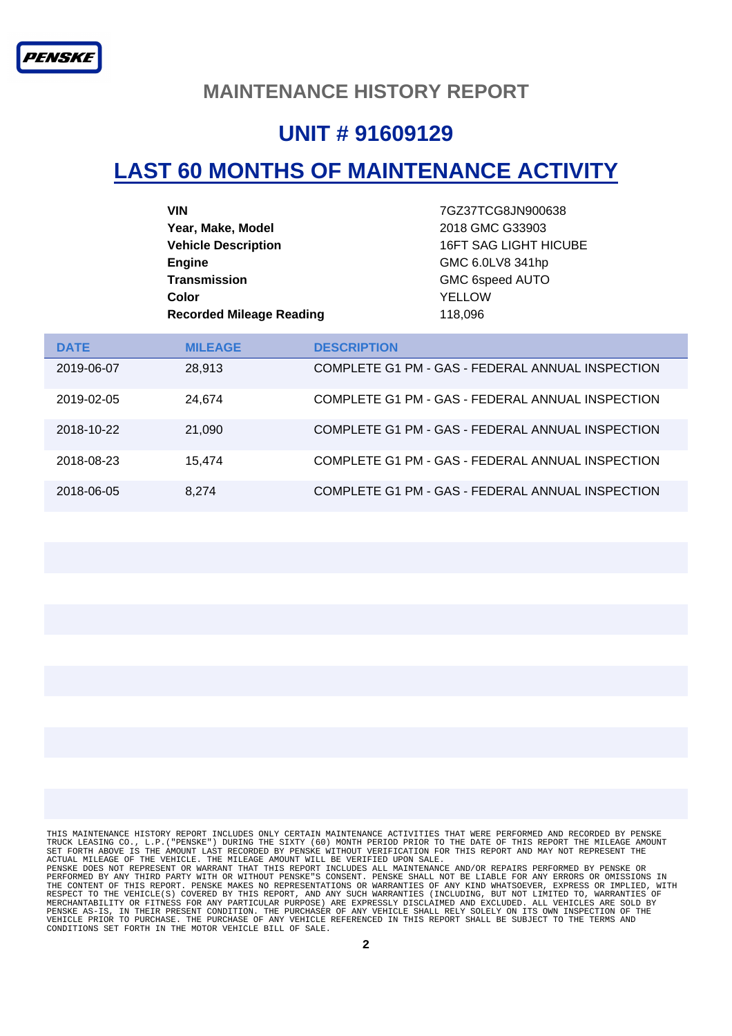# MAINTENANCE HISTORY REPORT

## UNIT # 91609129

## LAST 60 MONTHS OF MAINTENANCE ACTIVITY

| | |
|---|---|
| **VIN** | 7GZ37TCG8JN900638 |
| **Year, Make, Model** | 2018 GMC G33903 |
| **Vehicle Description** | 16FT SAG LIGHT HICUBE |
| **Engine** | GMC 6.0LV8 341hp |
| **Transmission** | GMC 6speed AUTO |
| **Color** | YELLOW |
| **Recorded Mileage Reading** | 118,096 |

| DATE | MILEAGE | DESCRIPTION |
|---|---|---|
| 2019-06-07 | 28,913 | COMPLETE G1 PM - GAS - FEDERAL ANNUAL INSPECTION |
| 2019-02-05 | 24,674 | COMPLETE G1 PM - GAS - FEDERAL ANNUAL INSPECTION |
| 2018-10-22 | 21,090 | COMPLETE G1 PM - GAS - FEDERAL ANNUAL INSPECTION |
| 2018-08-23 | 15,474 | COMPLETE G1 PM - GAS - FEDERAL ANNUAL INSPECTION |
| 2018-06-05 | 8,274 | COMPLETE G1 PM - GAS - FEDERAL ANNUAL INSPECTION |

THIS MAINTENANCE HISTORY REPORT INCLUDES ONLY CERTAIN MAINTENANCE ACTIVITIES THAT WERE PERFORMED AND RECORDED BY PENSKE TRUCK LEASING CO., L.P.("PENSKE") DURING THE SIXTY (60) MONTH PERIOD PRIOR TO THE DATE OF THIS REPORT THE MILEAGE AMOUNT SET FORTH ABOVE IS THE AMOUNT LAST RECORDED BY PENSKE WITHOUT VERIFICATION FOR THIS REPORT AND MAY NOT REPRESENT THE ACTUAL MILEAGE OF THE VEHICLE. THE MILEAGE AMOUNT WILL BE VERIFIED UPON SALE.
PENSKE DOES NOT REPRESENT OR WARRANT THAT THIS REPORT INCLUDES ALL MAINTENANCE AND/OR REPAIRS PERFORMED BY PENSKE OR PERFORMED BY ANY THIRD PARTY WITH OR WITHOUT PENSKE"S CONSENT. PENSKE SHALL NOT BE LIABLE FOR ANY ERRORS OR OMISSIONS IN THE CONTENT OF THIS REPORT. PENSKE MAKES NO REPRESENTATIONS OR WARRANTIES OF ANY KIND WHATSOEVER, EXPRESS OR IMPLIED, WITH RESPECT TO THE VEHICLE(S) COVERED BY THIS REPORT, AND ANY SUCH WARRANTIES (INCLUDING, BUT NOT LIMITED TO, WARRANTIES OF MERCHANTABILITY OR FITNESS FOR ANY PARTICULAR PURPOSE) ARE EXPRESSLY DISCLAIMED AND EXCLUDED. ALL VEHICLES ARE SOLD BY PENSKE AS-IS, IN THEIR PRESENT CONDITION. THE PURCHASER OF ANY VEHICLE SHALL RELY SOLELY ON ITS OWN INSPECTION OF THE VEHICLE PRIOR TO PURCHASE. THE PURCHASE OF ANY VEHICLE REFERENCED IN THIS REPORT SHALL BE SUBJECT TO THE TERMS AND CONDITIONS SET FORTH IN THE MOTOR VEHICLE BILL OF SALE.